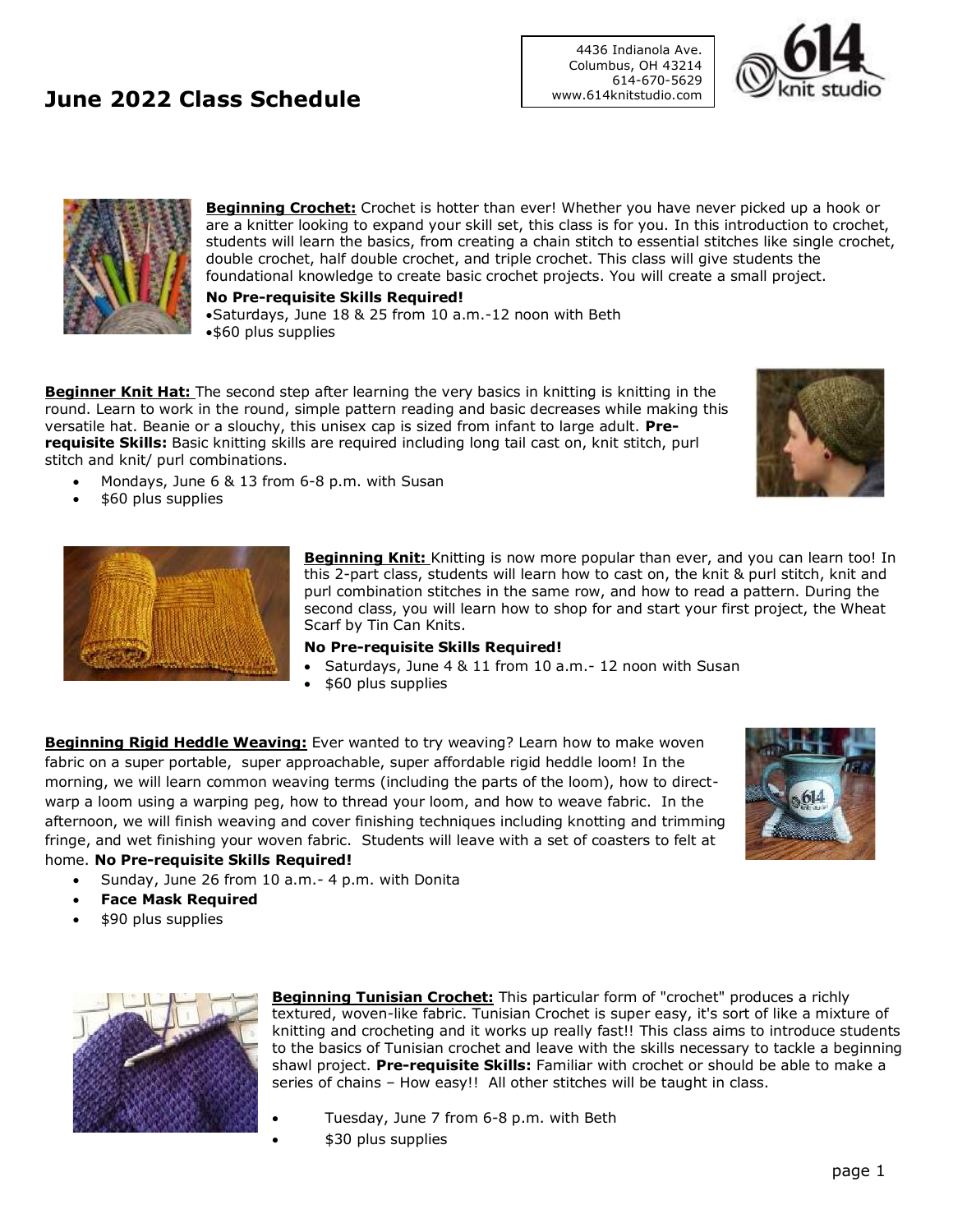# June 2022 Class Schedule

4436 Indianola Ave.
Columbus, OH 43214
614-670-5629
www.614knitstudio.com

**Beginning Crochet:** Crochet is hotter than ever! Whether you have never picked up a hook or are a knitter looking to expand your skill set, this class is for you. In this introduction to crochet, students will learn the basics, from creating a chain stitch to essential stitches like single crochet, double crochet, half double crochet, and triple crochet. This class will give students the foundational knowledge to create basic crochet projects. You will create a small project.

**No Pre-requisite Skills Required!**

- Saturdays, June 18 & 25 from 10 a.m.-12 noon with Beth
- $60 plus supplies

**Beginner Knit Hat:** The second step after learning the very basics in knitting is knitting in the round. Learn to work in the round, simple pattern reading and basic decreases while making this versatile hat. Beanie or a slouchy, this unisex cap is sized from infant to large adult. **Pre-requisite Skills:** Basic knitting skills are required including long tail cast on, knit stitch, purl stitch and knit/ purl combinations.

- Mondays, June 6 & 13 from 6-8 p.m. with Susan
- $60 plus supplies

**Beginning Knit:** Knitting is now more popular than ever, and you can learn too! In this 2-part class, students will learn how to cast on, the knit & purl stitch, knit and purl combination stitches in the same row, and how to read a pattern. During the second class, you will learn how to shop for and start your first project, the Wheat Scarf by Tin Can Knits.

**No Pre-requisite Skills Required!**

- Saturdays, June 4 & 11 from 10 a.m.- 12 noon with Susan
- $60 plus supplies

**Beginning Rigid Heddle Weaving:** Ever wanted to try weaving? Learn how to make woven fabric on a super portable, super approachable, super affordable rigid heddle loom! In the morning, we will learn common weaving terms (including the parts of the loom), how to direct-warp a loom using a warping peg, how to thread your loom, and how to weave fabric. In the afternoon, we will finish weaving and cover finishing techniques including knotting and trimming fringe, and wet finishing your woven fabric. Students will leave with a set of coasters to felt at home. **No Pre-requisite Skills Required!**

- Sunday, June 26 from 10 a.m.- 4 p.m. with Donita
- **Face Mask Required**
- $90 plus supplies

**Beginning Tunisian Crochet:** This particular form of "crochet" produces a richly textured, woven-like fabric. Tunisian Crochet is super easy, it's sort of like a mixture of knitting and crocheting and it works up really fast!! This class aims to introduce students to the basics of Tunisian crochet and leave with the skills necessary to tackle a beginning shawl project. **Pre-requisite Skills:** Familiar with crochet or should be able to make a series of chains – How easy!! All other stitches will be taught in class.

- Tuesday, June 7 from 6-8 p.m. with Beth
- $30 plus supplies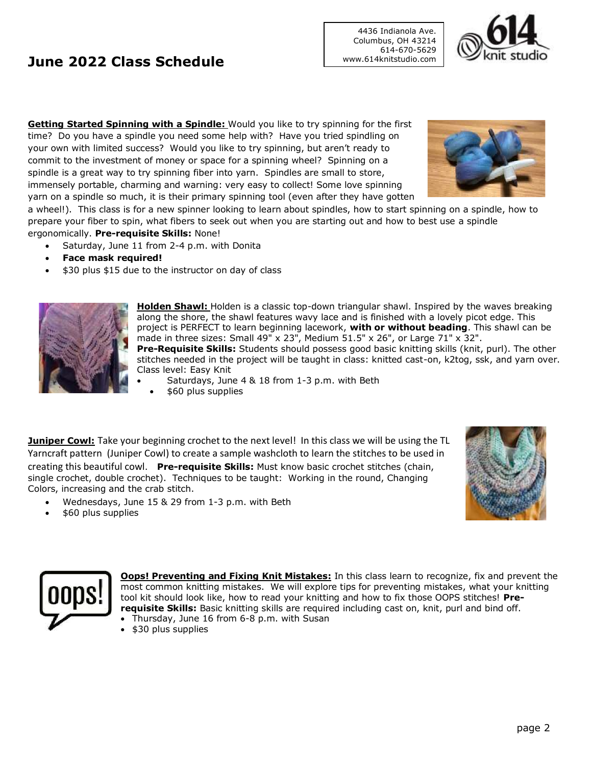# June 2022 Class Schedule

4436 Indianola Ave.
Columbus, OH 43214
614-670-5629
www.614knitstudio.com

**Getting Started Spinning with a Spindle:** Would you like to try spinning for the first time? Do you have a spindle you need some help with? Have you tried spindling on your own with limited success? Would you like to try spinning, but aren't ready to commit to the investment of money or space for a spinning wheel? Spinning on a spindle is a great way to try spinning fiber into yarn. Spindles are small to store, immensely portable, charming and warning: very easy to collect! Some love spinning yarn on a spindle so much, it is their primary spinning tool (even after they have gotten a wheel!). This class is for a new spinner looking to learn about spindles, how to start spinning on a spindle, how to prepare your fiber to spin, what fibers to seek out when you are starting out and how to best use a spindle ergonomically. **Pre-requisite Skills:** None!

- Saturday, June 11 from 2-4 p.m. with Donita
- **Face mask required!**
- $30 plus $15 due to the instructor on day of class

**Holden Shawl:** Holden is a classic top-down triangular shawl. Inspired by the waves breaking along the shore, the shawl features wavy lace and is finished with a lovely picot edge. This project is PERFECT to learn beginning lacework, **with or without beading**. This shawl can be made in three sizes: Small 49" x 23", Medium 51.5" x 26", or Large 71" x 32".
**Pre-Requisite Skills:** Students should possess good basic knitting skills (knit, purl). The other stitches needed in the project will be taught in class: knitted cast-on, k2tog, ssk, and yarn over. Class level: Easy Knit

- Saturdays, June 4 & 18 from 1-3 p.m. with Beth
- $60 plus supplies

**Juniper Cowl:** Take your beginning crochet to the next level! In this class we will be using the TL Yarncraft pattern (Juniper Cowl) to create a sample washcloth to learn the stitches to be used in creating this beautiful cowl. **Pre-requisite Skills:** Must know basic crochet stitches (chain, single crochet, double crochet). Techniques to be taught: Working in the round, Changing Colors, increasing and the crab stitch.

- Wednesdays, June 15 & 29 from 1-3 p.m. with Beth
- $60 plus supplies

**Oops! Preventing and Fixing Knit Mistakes:** In this class learn to recognize, fix and prevent the most common knitting mistakes. We will explore tips for preventing mistakes, what your knitting tool kit should look like, how to read your knitting and how to fix those OOPS stitches! **Pre-requisite Skills:** Basic knitting skills are required including cast on, knit, purl and bind off.

- Thursday, June 16 from 6-8 p.m. with Susan
- $30 plus supplies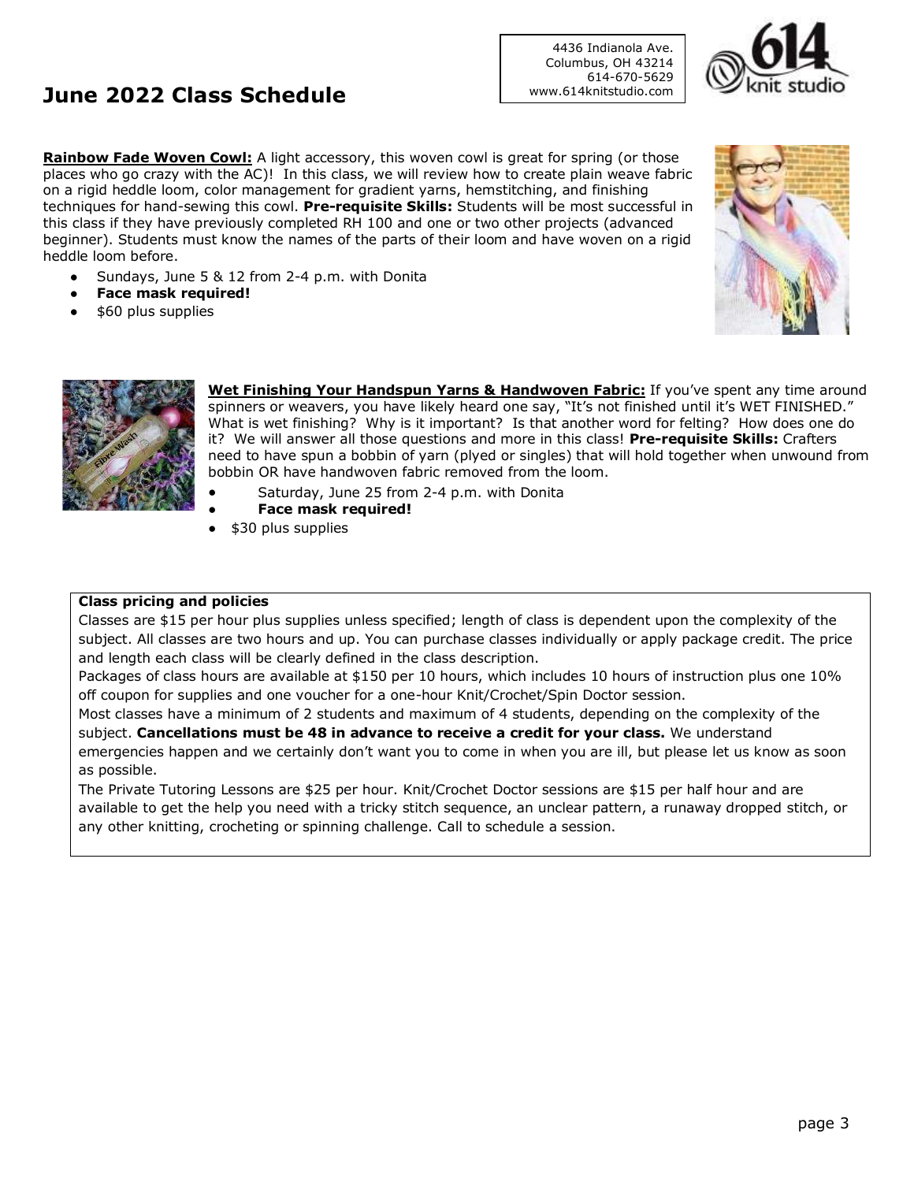# June 2022 Class Schedule

4436 Indianola Ave.
Columbus, OH 43214
614-670-5629
www.614knitstudio.com

**Rainbow Fade Woven Cowl:** A light accessory, this woven cowl is great for spring (or those places who go crazy with the AC)! In this class, we will review how to create plain weave fabric on a rigid heddle loom, color management for gradient yarns, hemstitching, and finishing techniques for hand-sewing this cowl. **Pre-requisite Skills:** Students will be most successful in this class if they have previously completed RH 100 and one or two other projects (advanced beginner). Students must know the names of the parts of their loom and have woven on a rigid heddle loom before.

- Sundays, June 5 & 12 from 2-4 p.m. with Donita
- **Face mask required!**
- $60 plus supplies

**Wet Finishing Your Handspun Yarns & Handwoven Fabric:** If you've spent any time around spinners or weavers, you have likely heard one say, "It's not finished until it's WET FINISHED." What is wet finishing? Why is it important? Is that another word for felting? How does one do it? We will answer all those questions and more in this class! **Pre-requisite Skills:** Crafters need to have spun a bobbin of yarn (plyed or singles) that will hold together when unwound from bobbin OR have handwoven fabric removed from the loom.

- Saturday, June 25 from 2-4 p.m. with Donita
- **Face mask required!**
- $30 plus supplies

**Class pricing and policies**

Classes are $15 per hour plus supplies unless specified; length of class is dependent upon the complexity of the subject. All classes are two hours and up. You can purchase classes individually or apply package credit. The price and length each class will be clearly defined in the class description.

Packages of class hours are available at $150 per 10 hours, which includes 10 hours of instruction plus one 10% off coupon for supplies and one voucher for a one-hour Knit/Crochet/Spin Doctor session.

Most classes have a minimum of 2 students and maximum of 4 students, depending on the complexity of the subject. **Cancellations must be 48 in advance to receive a credit for your class.** We understand emergencies happen and we certainly don't want you to come in when you are ill, but please let us know as soon as possible.

The Private Tutoring Lessons are $25 per hour. Knit/Crochet Doctor sessions are $15 per half hour and are available to get the help you need with a tricky stitch sequence, an unclear pattern, a runaway dropped stitch, or any other knitting, crocheting or spinning challenge. Call to schedule a session.